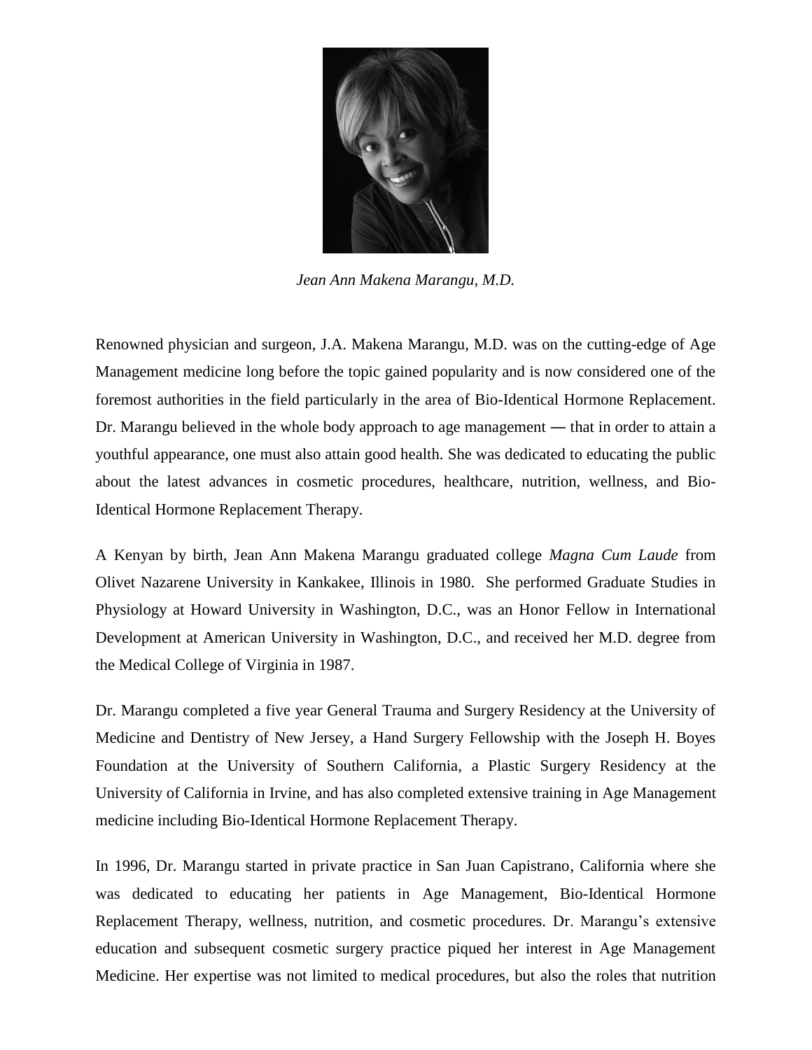*Jean Ann Makena Marangu, M.D.*

Renowned physician and surgeon, J.A. Makena Marangu, M.D. was on the cutting-edge of Age Management medicine long before the topic gained popularity and is now considered one of the foremost authorities in the field particularly in the area of Bio-Identical Hormone Replacement. Dr. Marangu believed in the whole body approach to age management ― that in order to attain a youthful appearance, one must also attain good health. She was dedicated to educating the public about the latest advances in cosmetic procedures, healthcare, nutrition, wellness, and Bio-Identical Hormone Replacement Therapy.

A Kenyan by birth, Jean Ann Makena Marangu graduated college *Magna Cum Laude* from Olivet Nazarene University in Kankakee, Illinois in 1980. She performed Graduate Studies in Physiology at Howard University in Washington, D.C., was an Honor Fellow in International Development at American University in Washington, D.C., and received her M.D. degree from the Medical College of Virginia in 1987.

Dr. Marangu completed a five year General Trauma and Surgery Residency at the University of Medicine and Dentistry of New Jersey, a Hand Surgery Fellowship with the Joseph H. Boyes Foundation at the University of Southern California, a Plastic Surgery Residency at the University of California in Irvine, and has also completed extensive training in Age Management medicine including Bio-Identical Hormone Replacement Therapy.

In 1996, Dr. Marangu started in private practice in San Juan Capistrano, California where she was dedicated to educating her patients in Age Management, Bio-Identical Hormone Replacement Therapy, wellness, nutrition, and cosmetic procedures. Dr. Marangu's extensive education and subsequent cosmetic surgery practice piqued her interest in Age Management Medicine. Her expertise was not limited to medical procedures, but also the roles that nutrition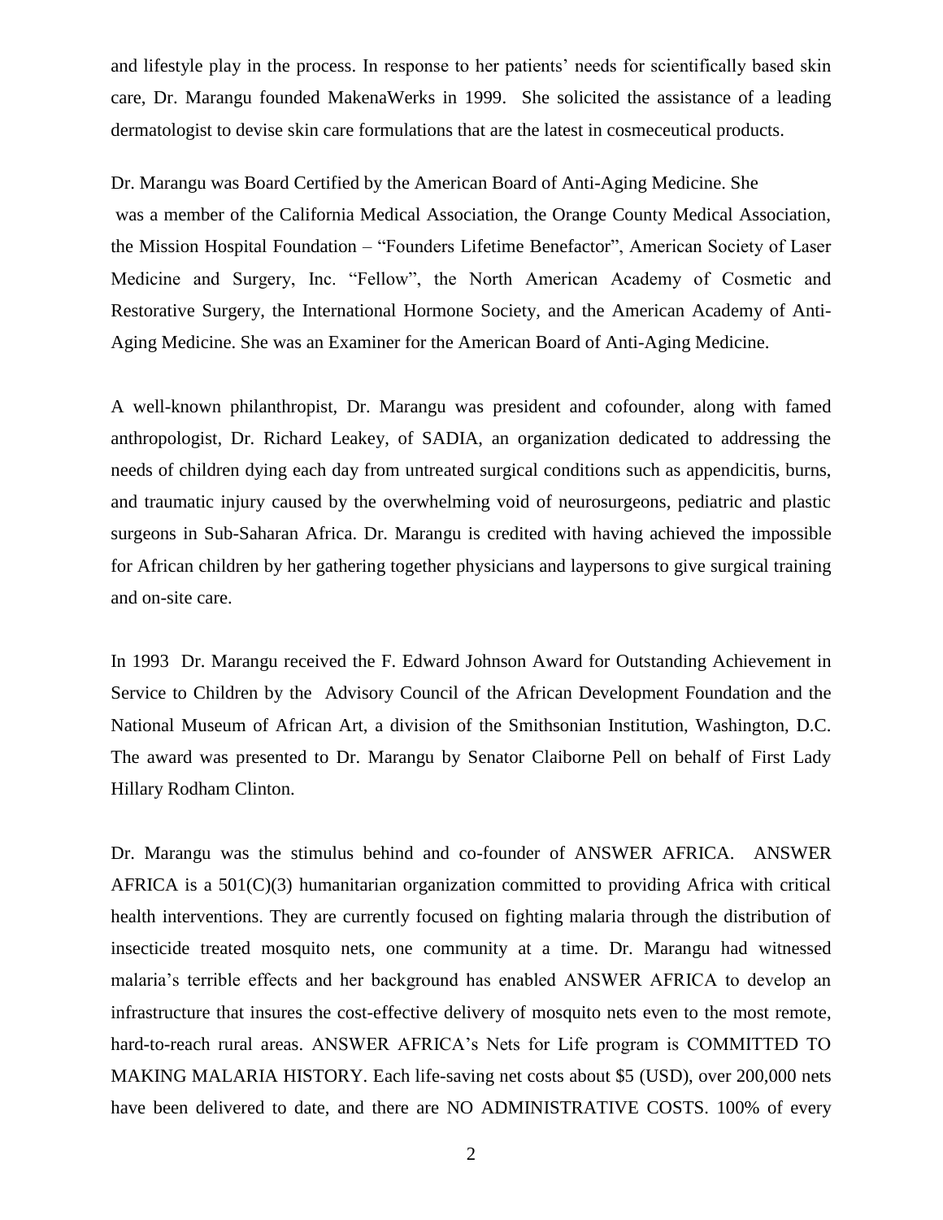and lifestyle play in the process. In response to her patients' needs for scientifically based skin care, Dr. Marangu founded MakenaWerks in 1999. She solicited the assistance of a leading dermatologist to devise skin care formulations that are the latest in cosmeceutical products.

Dr. Marangu was Board Certified by the American Board of Anti-Aging Medicine. She was a member of the California Medical Association, the Orange County Medical Association, the Mission Hospital Foundation – "Founders Lifetime Benefactor", American Society of Laser Medicine and Surgery, Inc. "Fellow", the North American Academy of Cosmetic and Restorative Surgery, the International Hormone Society, and the American Academy of Anti-Aging Medicine. She was an Examiner for the American Board of Anti-Aging Medicine.

A well-known philanthropist, Dr. Marangu was president and cofounder, along with famed anthropologist, Dr. Richard Leakey, of SADIA, an organization dedicated to addressing the needs of children dying each day from untreated surgical conditions such as appendicitis, burns, and traumatic injury caused by the overwhelming void of neurosurgeons, pediatric and plastic surgeons in Sub-Saharan Africa. Dr. Marangu is credited with having achieved the impossible for African children by her gathering together physicians and laypersons to give surgical training and on-site care.

In 1993 Dr. Marangu received the F. Edward Johnson Award for Outstanding Achievement in Service to Children by the Advisory Council of the African Development Foundation and the National Museum of African Art, a division of the Smithsonian Institution, Washington, D.C. The award was presented to Dr. Marangu by Senator Claiborne Pell on behalf of First Lady Hillary Rodham Clinton.

Dr. Marangu was the stimulus behind and co-founder of ANSWER AFRICA. ANSWER AFRICA is a 501(C)(3) humanitarian organization committed to providing Africa with critical health interventions. They are currently focused on fighting malaria through the distribution of insecticide treated mosquito nets, one community at a time. Dr. Marangu had witnessed malaria's terrible effects and her background has enabled ANSWER AFRICA to develop an infrastructure that insures the cost-effective delivery of mosquito nets even to the most remote, hard-to-reach rural areas. ANSWER AFRICA's Nets for Life program is COMMITTED TO MAKING MALARIA HISTORY. Each life-saving net costs about $5 (USD), over 200,000 nets have been delivered to date, and there are NO ADMINISTRATIVE COSTS. 100% of every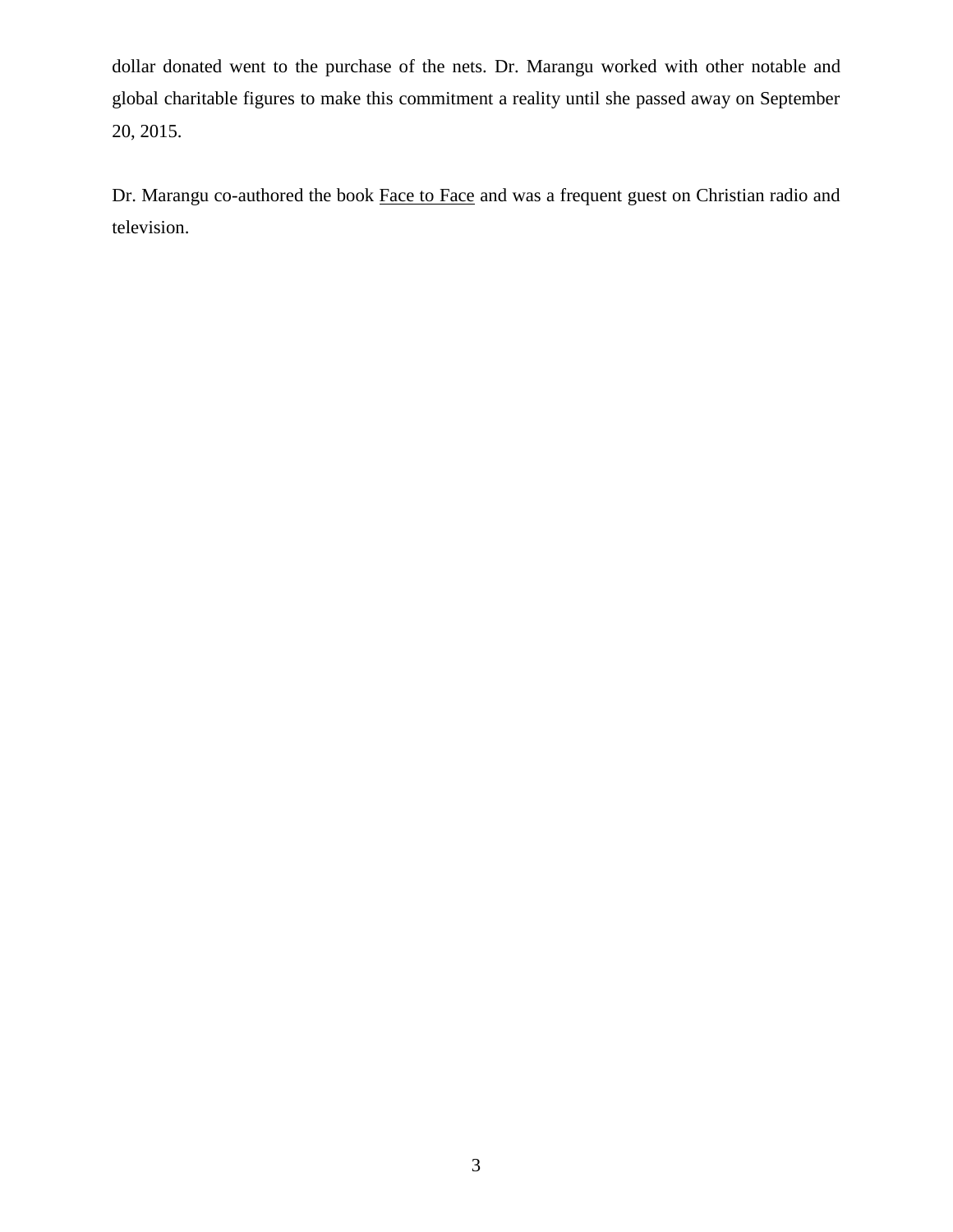dollar donated went to the purchase of the nets. Dr. Marangu worked with other notable and global charitable figures to make this commitment a reality until she passed away on September 20, 2015.

Dr. Marangu co-authored the book <u>Face to Face</u> and was a frequent guest on Christian radio and television.